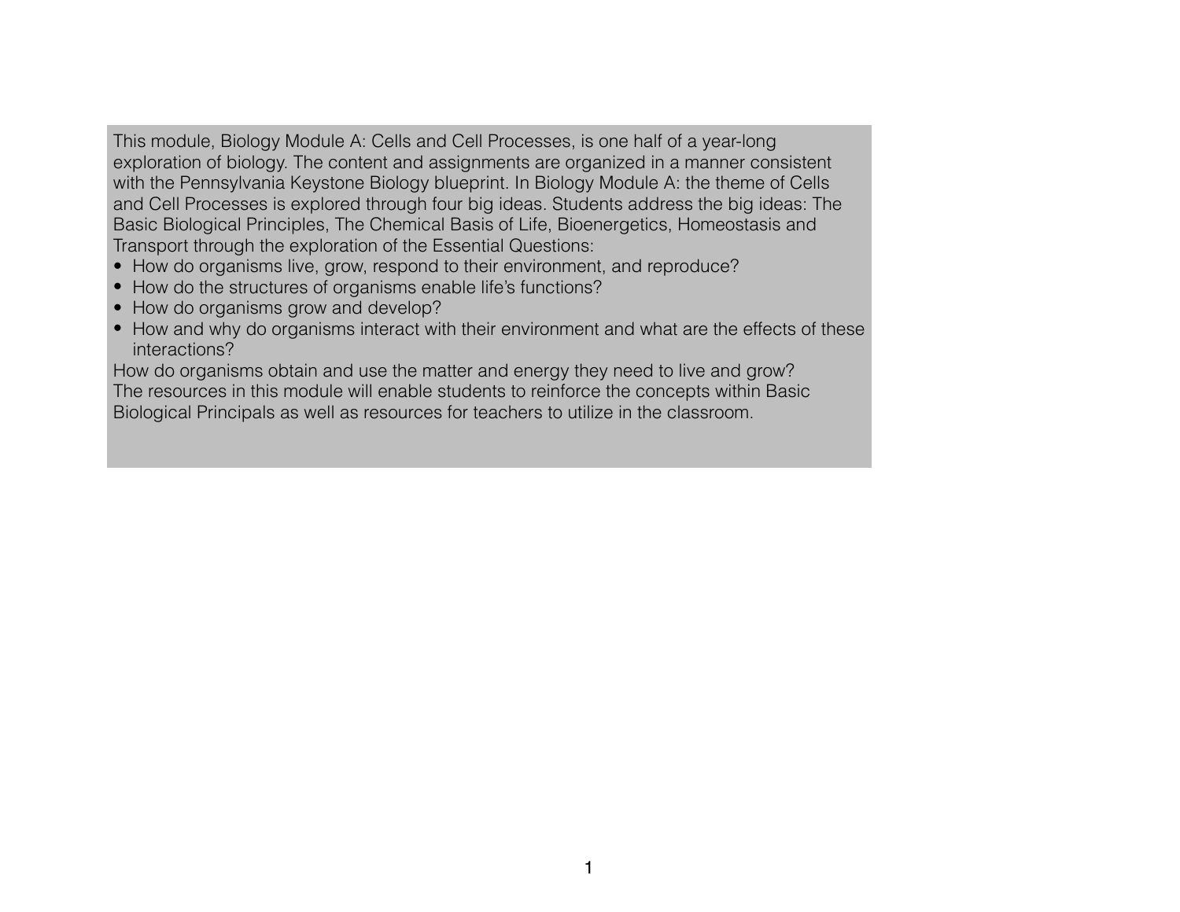This module, Biology Module A: Cells and Cell Processes, is one half of a year-long exploration of biology. The content and assignments are organized in a manner consistent with the Pennsylvania Keystone Biology blueprint. In Biology Module A: the theme of Cells and Cell Processes is explored through four big ideas. Students address the big ideas: The Basic Biological Principles, The Chemical Basis of Life, Bioenergetics, Homeostasis and Transport through the exploration of the Essential Questions:

- How do organisms live, grow, respond to their environment, and reproduce?
- How do the structures of organisms enable life's functions?
- How do organisms grow and develop?
- How and why do organisms interact with their environment and what are the effects of these interactions?

How do organisms obtain and use the matter and energy they need to live and grow?
The resources in this module will enable students to reinforce the concepts within Basic Biological Principals as well as resources for teachers to utilize in the classroom.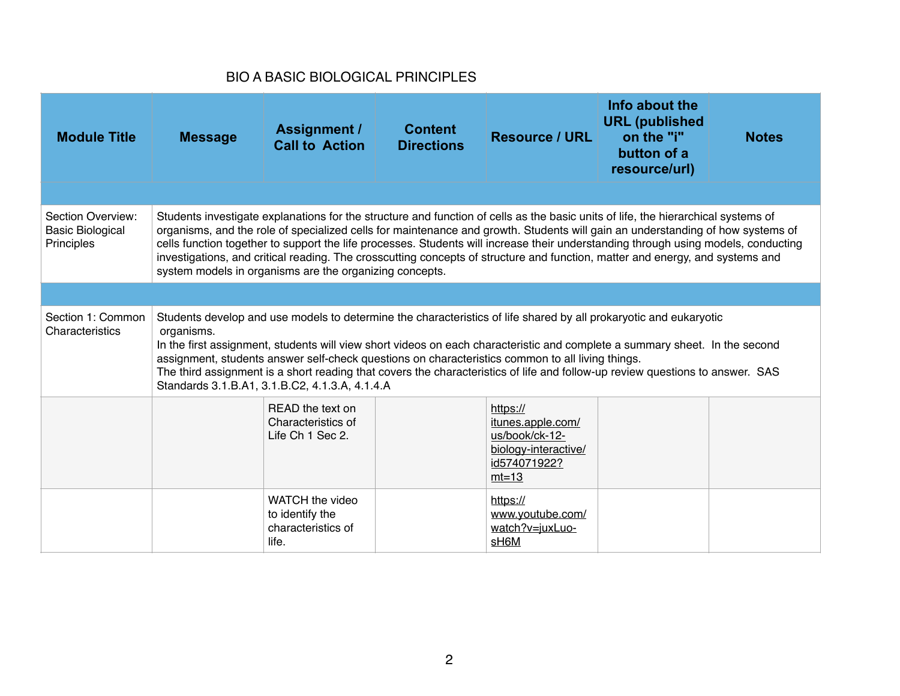BIO A BASIC BIOLOGICAL PRINCIPLES

| Module Title | Message | Assignment / Call to Action | Content Directions | Resource / URL | Info about the URL (published on the "i" button of a resource/url) | Notes |
|---|---|---|---|---|---|---|
| | | | | | | |
| Section Overview: Basic Biological Principles | Students investigate explanations for the structure and function of cells as the basic units of life, the hierarchical systems of organisms, and the role of specialized cells for maintenance and growth. Students will gain an understanding of how systems of cells function together to support the life processes. Students will increase their understanding through using models, conducting investigations, and critical reading. The crosscutting concepts of structure and function, matter and energy, and systems and system models in organisms are the organizing concepts. | | | | | |
| | | | | | | |
| Section 1: Common Characteristics | Students develop and use models to determine the characteristics of life shared by all prokaryotic and eukaryotic organisms. In the first assignment, students will view short videos on each characteristic and complete a summary sheet. In the second assignment, students answer self-check questions on characteristics common to all living things. The third assignment is a short reading that covers the characteristics of life and follow-up review questions to answer. SAS Standards 3.1.B.A1, 3.1.B.C2, 4.1.3.A, 4.1.4.A | | | | | |
| | | READ the text on Characteristics of Life Ch 1 Sec 2. | | https://itunes.apple.com/us/book/ck-12-biology-interactive/id574071922?mt=13 | | |
| | | WATCH the video to identify the characteristics of life. | | https://www.youtube.com/watch?v=juxLuo-sH6M | | |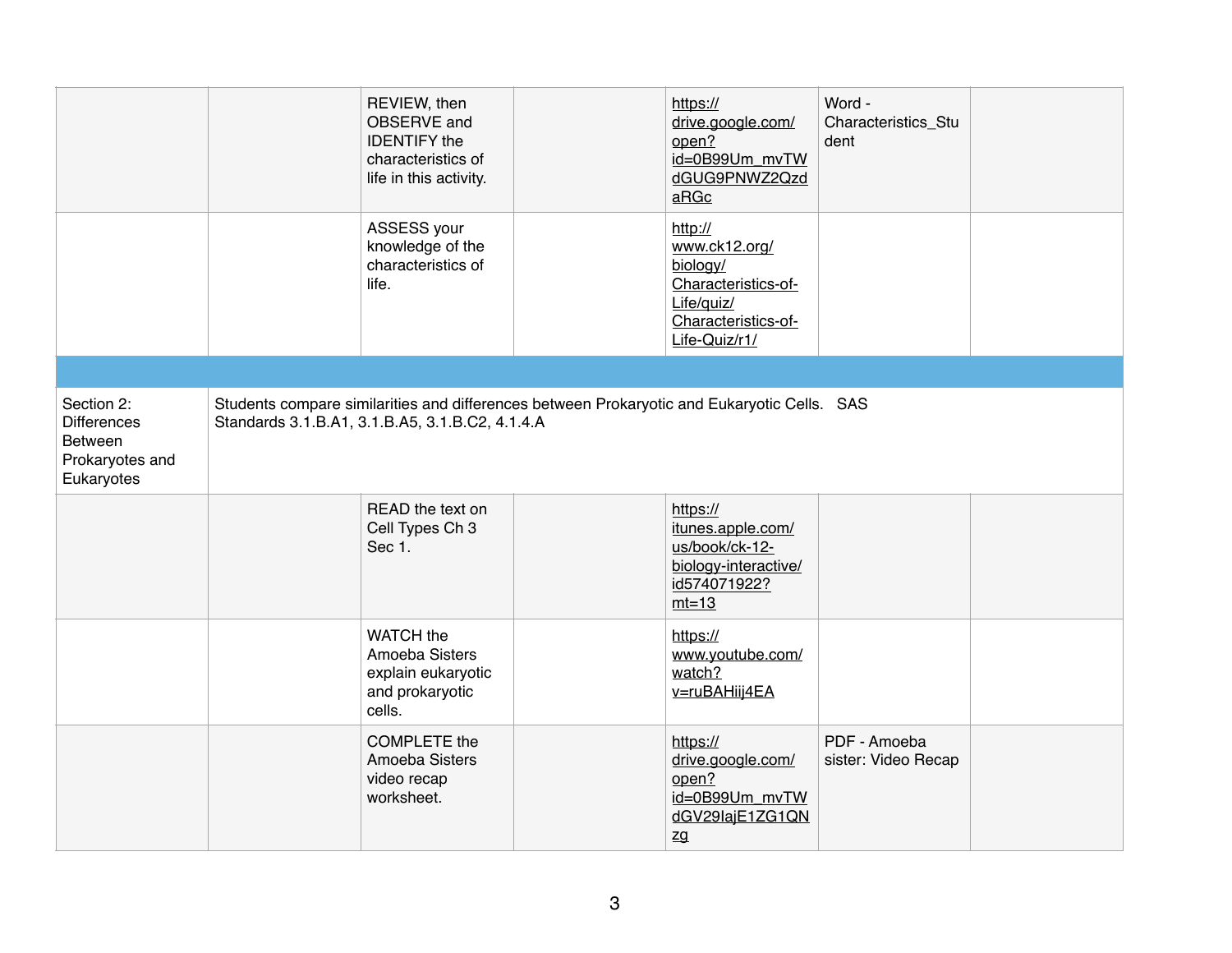| | | | | | | |
|---|---|---|---|---|---|---|
| | | REVIEW, then OBSERVE and IDENTIFY the characteristics of life in this activity. | | https://drive.google.com/open?id=0B99Um_mvTWdGUG9PNWZ2QzdaRGc | Word - Characteristics_Student | |
| | | ASSESS your knowledge of the characteristics of life. | | http://www.ck12.org/biology/Characteristics-of-Life/quiz/Characteristics-of-Life-Quiz/r1/ | | |
| | | | | | | |
| Section 2: Differences Between Prokaryotes and Eukaryotes | Students compare similarities and differences between Prokaryotic and Eukaryotic Cells. SAS Standards 3.1.B.A1, 3.1.B.A5, 3.1.B.C2, 4.1.4.A | | | | | |
| | | READ the text on Cell Types Ch 3 Sec 1. | | https://itunes.apple.com/us/book/ck-12-biology-interactive/id574071922?mt=13 | | |
| | | WATCH the Amoeba Sisters explain eukaryotic and prokaryotic cells. | | https://www.youtube.com/watch?v=ruBAHiij4EA | | |
| | | COMPLETE the Amoeba Sisters video recap worksheet. | | https://drive.google.com/open?id=0B99Um_mvTWdGV29IajE1ZG1QNzg | PDF - Amoeba sister: Video Recap | |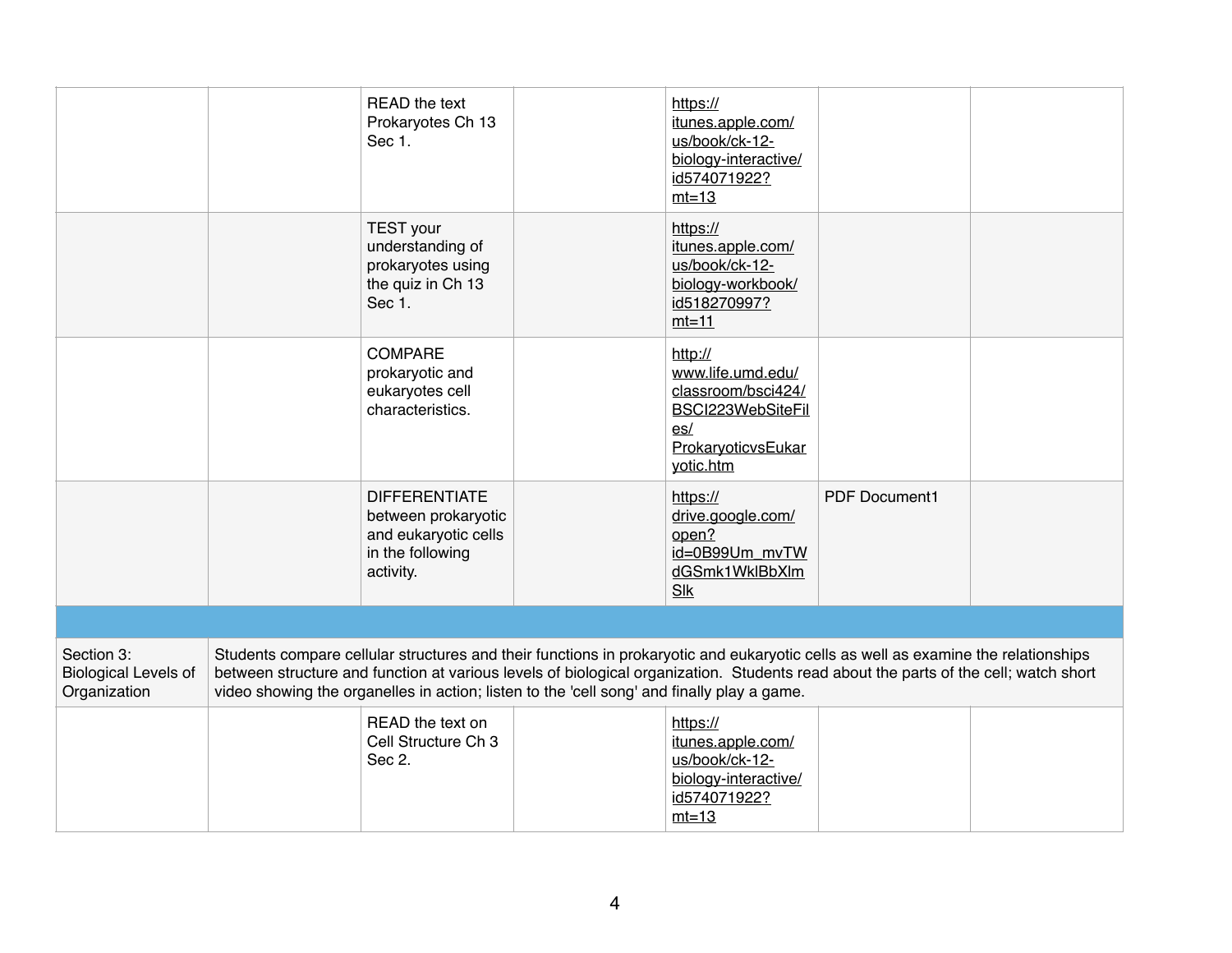| | | | | | | |
|---|---|---|---|---|---|---|
| | | READ the text Prokaryotes Ch 13 Sec 1. | | https://itunes.apple.com/us/book/ck-12-biology-interactive/id574071922?mt=13 | | |
| | | TEST your understanding of prokaryotes using the quiz in Ch 13 Sec 1. | | https://itunes.apple.com/us/book/ck-12-biology-workbook/id518270997?mt=11 | | |
| | | COMPARE prokaryotic and eukaryotes cell characteristics. | | http://www.life.umd.edu/classroom/bsci424/BSCI223WebSiteFiles/ProkaryoticvsEukaryotic.htm | | |
| | | DIFFERENTIATE between prokaryotic and eukaryotic cells in the following activity. | | https://drive.google.com/open?id=0B99Um_mvTWdGSmk1WklBbXlmSlk | PDF Document1 | |
| | | | | | | |
| Section 3: Biological Levels of Organization | Students compare cellular structures and their functions in prokaryotic and eukaryotic cells as well as examine the relationships between structure and function at various levels of biological organization. Students read about the parts of the cell; watch short video showing the organelles in action; listen to the 'cell song' and finally play a game. | | | | | |
| | | READ the text on Cell Structure Ch 3 Sec 2. | | https://itunes.apple.com/us/book/ck-12-biology-interactive/id574071922?mt=13 | | |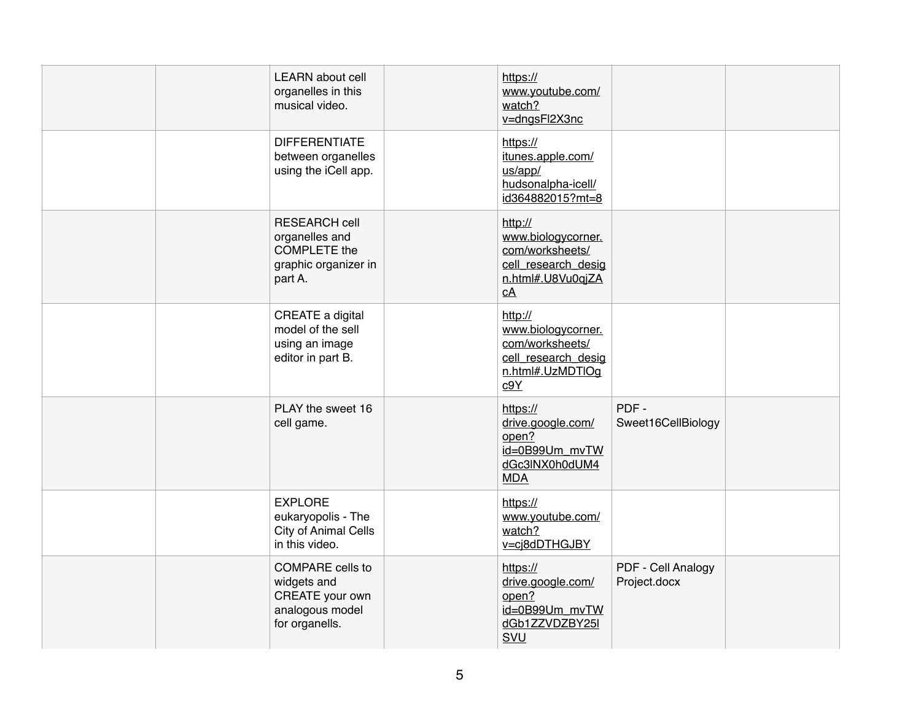| | | | | | | |
|---|---|---|---|---|---|---|
| | | LEARN about cell organelles in this musical video. | | https://www.youtube.com/watch?v=dngsFl2X3nc | | |
| | | DIFFERENTIATE between organelles using the iCell app. | | https://itunes.apple.com/us/app/hudsonalpha-icell/id364882015?mt=8 | | |
| | | RESEARCH cell organelles and COMPLETE the graphic organizer in part A. | | http://www.biologycorner.com/worksheets/cell_research_design.html#.U8Vu0qjZAcA | | |
| | | CREATE a digital model of the sell using an image editor in part B. | | http://www.biologycorner.com/worksheets/cell_research_design.html#.UzMDTlOgc9Y | | |
| | | PLAY the sweet 16 cell game. | | https://drive.google.com/open?id=0B99Um_mvTWdGc3lNX0h0dUM4MDA | PDF - Sweet16CellBiology | |
| | | EXPLORE eukaryopolis - The City of Animal Cells in this video. | | https://www.youtube.com/watch?v=cj8dDTHGJBY | | |
| | | COMPARE cells to widgets and CREATE your own analogous model for organells. | | https://drive.google.com/open?id=0B99Um_mvTWdGb1ZZVDZBY25lSVU | PDF - Cell Analogy Project.docx | |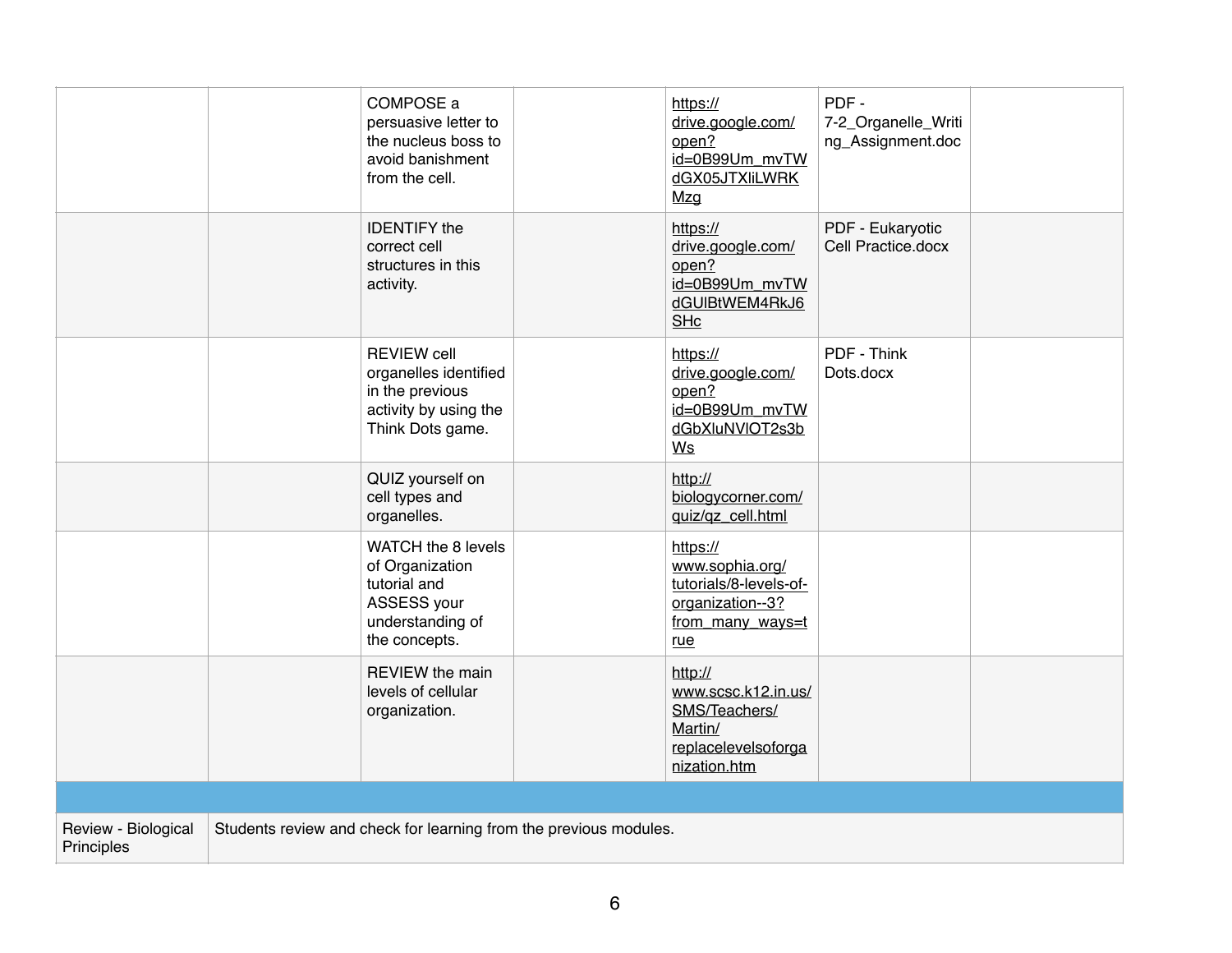| | | | | | | |
|---|---|---|---|---|---|---|
| | | COMPOSE a persuasive letter to the nucleus boss to avoid banishment from the cell. | | https://drive.google.com/open?id=0B99Um_mvTWdGX05JTXliLWRKMzg | PDF - 7-2_Organelle_Writing_Assignment.doc | |
| | | IDENTIFY the correct cell structures in this activity. | | https://drive.google.com/open?id=0B99Um_mvTWdGUlBtWEM4RkJ6SHc | PDF - Eukaryotic Cell Practice.docx | |
| | | REVIEW cell organelles identified in the previous activity by using the Think Dots game. | | https://drive.google.com/open?id=0B99Um_mvTWdGbXluNVlOT2s3bWs | PDF - Think Dots.docx | |
| | | QUIZ yourself on cell types and organelles. | | http://biologycorner.com/quiz/qz_cell.html | | |
| | | WATCH the 8 levels of Organization tutorial and ASSESS your understanding of the concepts. | | https://www.sophia.org/tutorials/8-levels-of-organization--3?from_many_ways=true | | |
| | | REVIEW the main levels of cellular organization. | | http://www.scsc.k12.in.us/SMS/Teachers/Martin/replacelevelsoforganization.htm | | |
| | | | | | | |
| Review - Biological Principles | Students review and check for learning from the previous modules. | | | | | |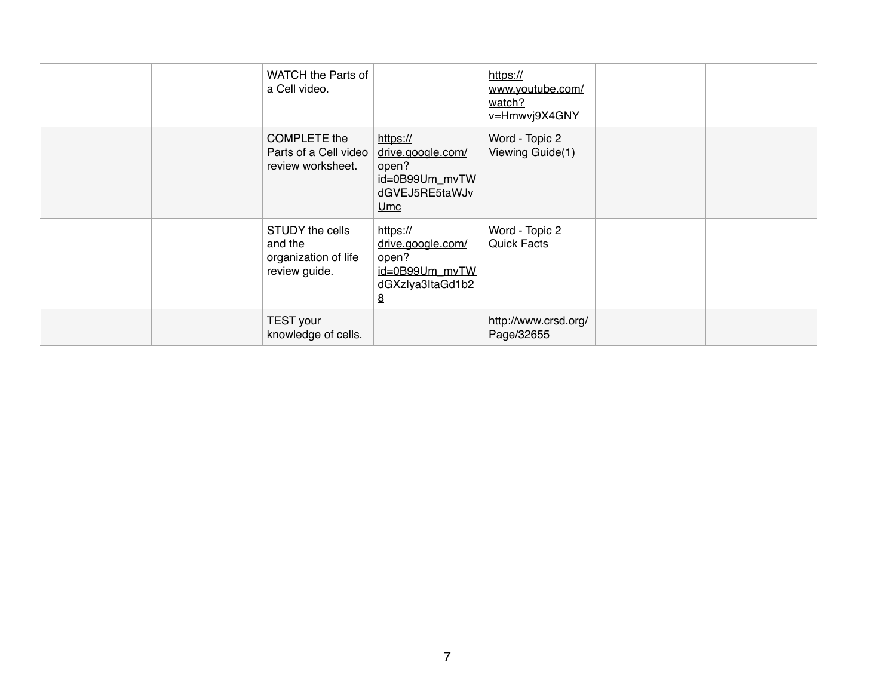| | | | | | | |
|---|---|---|---|---|---|---|
| | | WATCH the Parts of a Cell video. | | https://www.youtube.com/watch?v=Hmwvj9X4GNY | | |
| | | COMPLETE the Parts of a Cell video review worksheet. | https://drive.google.com/open?id=0B99Um_mvTWdGVEJ5RE5taWJvUmc | Word - Topic 2 Viewing Guide(1) | | |
| | | STUDY the cells and the organization of life review guide. | https://drive.google.com/open?id=0B99Um_mvTWdGXzIya3ItaGd1b28 | Word - Topic 2 Quick Facts | | |
| | | TEST your knowledge of cells. | | http://www.crsd.org/Page/32655 | | |